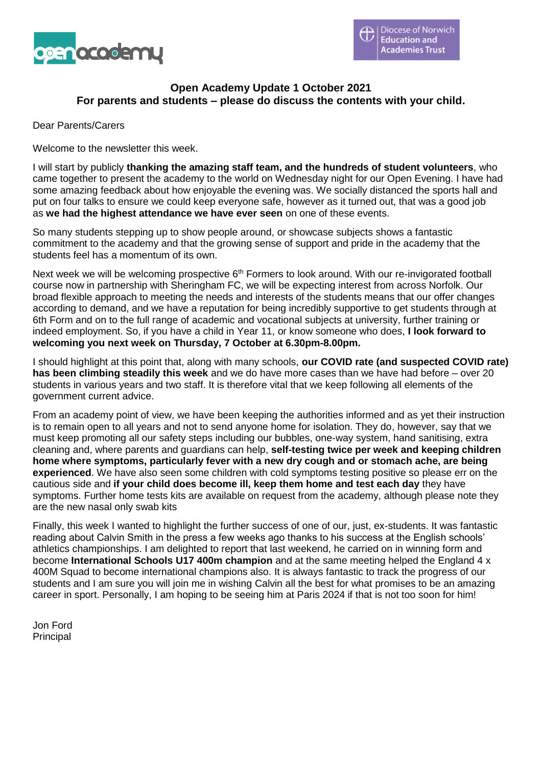**Open Academy Update 1 October 2021**
**For parents and students – please do discuss the contents with your child.**

Dear Parents/Carers

Welcome to the newsletter this week.

I will start by publicly **thanking the amazing staff team, and the hundreds of student volunteers**, who came together to present the academy to the world on Wednesday night for our Open Evening. I have had some amazing feedback about how enjoyable the evening was. We socially distanced the sports hall and put on four talks to ensure we could keep everyone safe, however as it turned out, that was a good job as **we had the highest attendance we have ever seen** on one of these events.

So many students stepping up to show people around, or showcase subjects shows a fantastic commitment to the academy and that the growing sense of support and pride in the academy that the students feel has a momentum of its own.

Next week we will be welcoming prospective 6th Formers to look around. With our re-invigorated football course now in partnership with Sheringham FC, we will be expecting interest from across Norfolk. Our broad flexible approach to meeting the needs and interests of the students means that our offer changes according to demand, and we have a reputation for being incredibly supportive to get students through at 6th Form and on to the full range of academic and vocational subjects at university, further training or indeed employment. So, if you have a child in Year 11, or know someone who does, **I look forward to welcoming you next week on Thursday, 7 October at 6.30pm-8.00pm.**

I should highlight at this point that, along with many schools, **our COVID rate (and suspected COVID rate) has been climbing steadily this week** and we do have more cases than we have had before – over 20 students in various years and two staff. It is therefore vital that we keep following all elements of the government current advice.

From an academy point of view, we have been keeping the authorities informed and as yet their instruction is to remain open to all years and not to send anyone home for isolation. They do, however, say that we must keep promoting all our safety steps including our bubbles, one-way system, hand sanitising, extra cleaning and, where parents and guardians can help, **self-testing twice per week and keeping children home where symptoms, particularly fever with a new dry cough and or stomach ache, are being experienced**. We have also seen some children with cold symptoms testing positive so please err on the cautious side and **if your child does become ill, keep them home and test each day** they have symptoms. Further home tests kits are available on request from the academy, although please note they are the new nasal only swab kits

Finally, this week I wanted to highlight the further success of one of our, just, ex-students. It was fantastic reading about Calvin Smith in the press a few weeks ago thanks to his success at the English schools' athletics championships. I am delighted to report that last weekend, he carried on in winning form and become **International Schools U17 400m champion** and at the same meeting helped the England 4 x 400M Squad to become international champions also. It is always fantastic to track the progress of our students and I am sure you will join me in wishing Calvin all the best for what promises to be an amazing career in sport. Personally, I am hoping to be seeing him at Paris 2024 if that is not too soon for him!

Jon Ford
Principal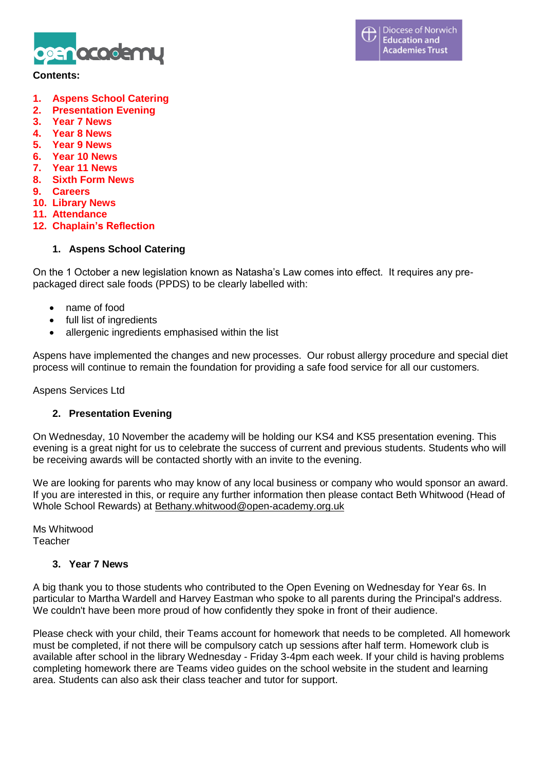**Contents:**

1. **Aspens School Catering**
2. **Presentation Evening**
3. **Year 7 News**
4. **Year 8 News**
5. **Year 9 News**
6. **Year 10 News**
7. **Year 11 News**
8. **Sixth Form News**
9. **Careers**
10. **Library News**
11. **Attendance**
12. **Chaplain's Reflection**

## 1. Aspens School Catering

On the 1 October a new legislation known as Natasha's Law comes into effect. It requires any pre-packaged direct sale foods (PPDS) to be clearly labelled with:

- name of food
- full list of ingredients
- allergenic ingredients emphasised within the list

Aspens have implemented the changes and new processes. Our robust allergy procedure and special diet process will continue to remain the foundation for providing a safe food service for all our customers.

Aspens Services Ltd

## 2. Presentation Evening

On Wednesday, 10 November the academy will be holding our KS4 and KS5 presentation evening. This evening is a great night for us to celebrate the success of current and previous students. Students who will be receiving awards will be contacted shortly with an invite to the evening.

We are looking for parents who may know of any local business or company who would sponsor an award. If you are interested in this, or require any further information then please contact Beth Whitwood (Head of Whole School Rewards) at Bethany.whitwood@open-academy.org.uk

Ms Whitwood
Teacher

## 3. Year 7 News

A big thank you to those students who contributed to the Open Evening on Wednesday for Year 6s. In particular to Martha Wardell and Harvey Eastman who spoke to all parents during the Principal's address. We couldn't have been more proud of how confidently they spoke in front of their audience.

Please check with your child, their Teams account for homework that needs to be completed. All homework must be completed, if not there will be compulsory catch up sessions after half term. Homework club is available after school in the library Wednesday - Friday 3-4pm each week. If your child is having problems completing homework there are Teams video guides on the school website in the student and learning area. Students can also ask their class teacher and tutor for support.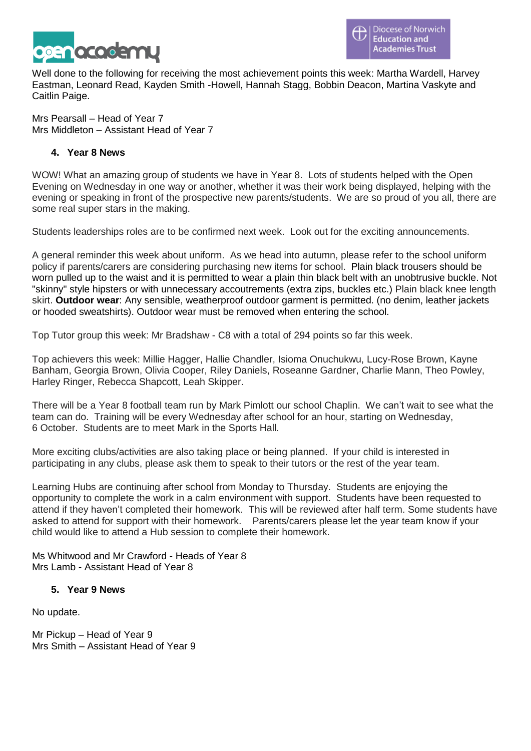Well done to the following for receiving the most achievement points this week: Martha Wardell, Harvey Eastman, Leonard Read, Kayden Smith -Howell, Hannah Stagg, Bobbin Deacon, Martina Vaskyte and Caitlin Paige.

Mrs Pearsall – Head of Year 7
Mrs Middleton – Assistant Head of Year 7

### 4. Year 8 News

WOW! What an amazing group of students we have in Year 8. Lots of students helped with the Open Evening on Wednesday in one way or another, whether it was their work being displayed, helping with the evening or speaking in front of the prospective new parents/students. We are so proud of you all, there are some real super stars in the making.

Students leaderships roles are to be confirmed next week. Look out for the exciting announcements.

A general reminder this week about uniform. As we head into autumn, please refer to the school uniform policy if parents/carers are considering purchasing new items for school. Plain black trousers should be worn pulled up to the waist and it is permitted to wear a plain thin black belt with an unobtrusive buckle. Not "skinny" style hipsters or with unnecessary accoutrements (extra zips, buckles etc.) Plain black knee length skirt. **Outdoor wear**: Any sensible, weatherproof outdoor garment is permitted. (no denim, leather jackets or hooded sweatshirts). Outdoor wear must be removed when entering the school.

Top Tutor group this week: Mr Bradshaw - C8 with a total of 294 points so far this week.

Top achievers this week: Millie Hagger, Hallie Chandler, Isioma Onuchukwu, Lucy-Rose Brown, Kayne Banham, Georgia Brown, Olivia Cooper, Riley Daniels, Roseanne Gardner, Charlie Mann, Theo Powley, Harley Ringer, Rebecca Shapcott, Leah Skipper.

There will be a Year 8 football team run by Mark Pimlott our school Chaplin. We can't wait to see what the team can do. Training will be every Wednesday after school for an hour, starting on Wednesday, 6 October. Students are to meet Mark in the Sports Hall.

More exciting clubs/activities are also taking place or being planned. If your child is interested in participating in any clubs, please ask them to speak to their tutors or the rest of the year team.

Learning Hubs are continuing after school from Monday to Thursday. Students are enjoying the opportunity to complete the work in a calm environment with support. Students have been requested to attend if they haven't completed their homework. This will be reviewed after half term. Some students have asked to attend for support with their homework. Parents/carers please let the year team know if your child would like to attend a Hub session to complete their homework.

Ms Whitwood and Mr Crawford - Heads of Year 8
Mrs Lamb - Assistant Head of Year 8

### 5. Year 9 News

No update.

Mr Pickup – Head of Year 9
Mrs Smith – Assistant Head of Year 9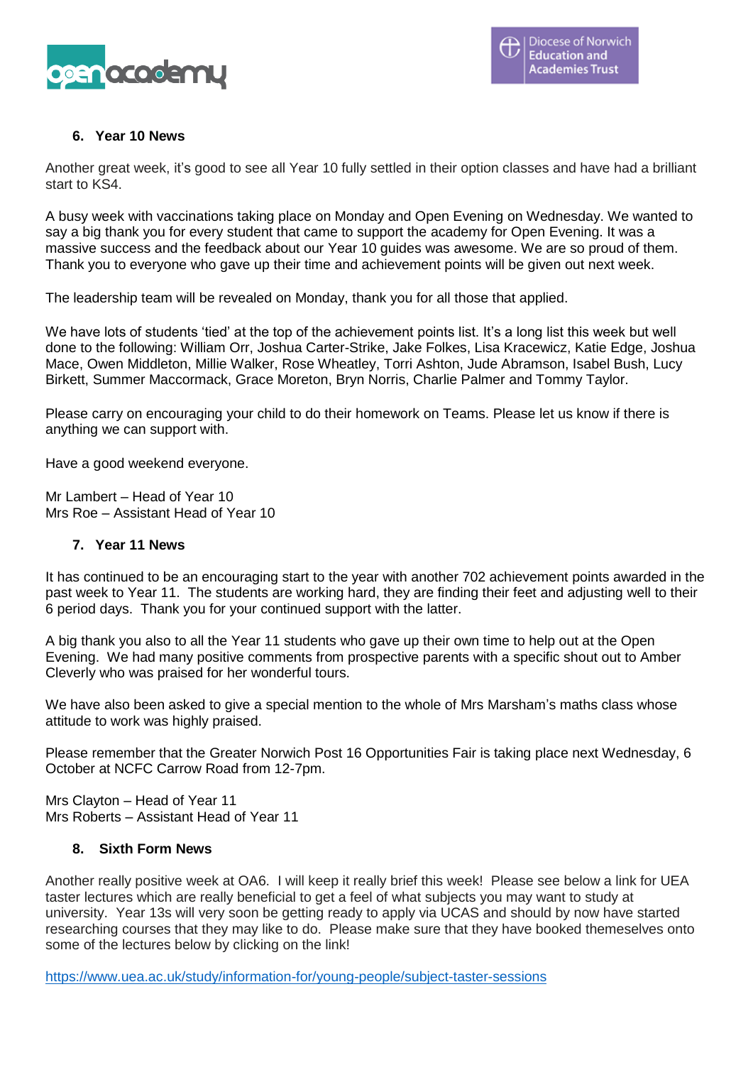## 6. Year 10 News

Another great week, it's good to see all Year 10 fully settled in their option classes and have had a brilliant start to KS4.

A busy week with vaccinations taking place on Monday and Open Evening on Wednesday. We wanted to say a big thank you for every student that came to support the academy for Open Evening. It was a massive success and the feedback about our Year 10 guides was awesome. We are so proud of them. Thank you to everyone who gave up their time and achievement points will be given out next week.

The leadership team will be revealed on Monday, thank you for all those that applied.

We have lots of students 'tied' at the top of the achievement points list. It's a long list this week but well done to the following: William Orr, Joshua Carter-Strike, Jake Folkes, Lisa Kracewicz, Katie Edge, Joshua Mace, Owen Middleton, Millie Walker, Rose Wheatley, Torri Ashton, Jude Abramson, Isabel Bush, Lucy Birkett, Summer Maccormack, Grace Moreton, Bryn Norris, Charlie Palmer and Tommy Taylor.

Please carry on encouraging your child to do their homework on Teams. Please let us know if there is anything we can support with.

Have a good weekend everyone.

Mr Lambert – Head of Year 10
Mrs Roe – Assistant Head of Year 10

## 7. Year 11 News

It has continued to be an encouraging start to the year with another 702 achievement points awarded in the past week to Year 11. The students are working hard, they are finding their feet and adjusting well to their 6 period days. Thank you for your continued support with the latter.

A big thank you also to all the Year 11 students who gave up their own time to help out at the Open Evening. We had many positive comments from prospective parents with a specific shout out to Amber Cleverly who was praised for her wonderful tours.

We have also been asked to give a special mention to the whole of Mrs Marsham's maths class whose attitude to work was highly praised.

Please remember that the Greater Norwich Post 16 Opportunities Fair is taking place next Wednesday, 6 October at NCFC Carrow Road from 12-7pm.

Mrs Clayton – Head of Year 11
Mrs Roberts – Assistant Head of Year 11

## 8. Sixth Form News

Another really positive week at OA6. I will keep it really brief this week! Please see below a link for UEA taster lectures which are really beneficial to get a feel of what subjects you may want to study at university. Year 13s will very soon be getting ready to apply via UCAS and should by now have started researching courses that they may like to do. Please make sure that they have booked themeselves onto some of the lectures below by clicking on the link!

https://www.uea.ac.uk/study/information-for/young-people/subject-taster-sessions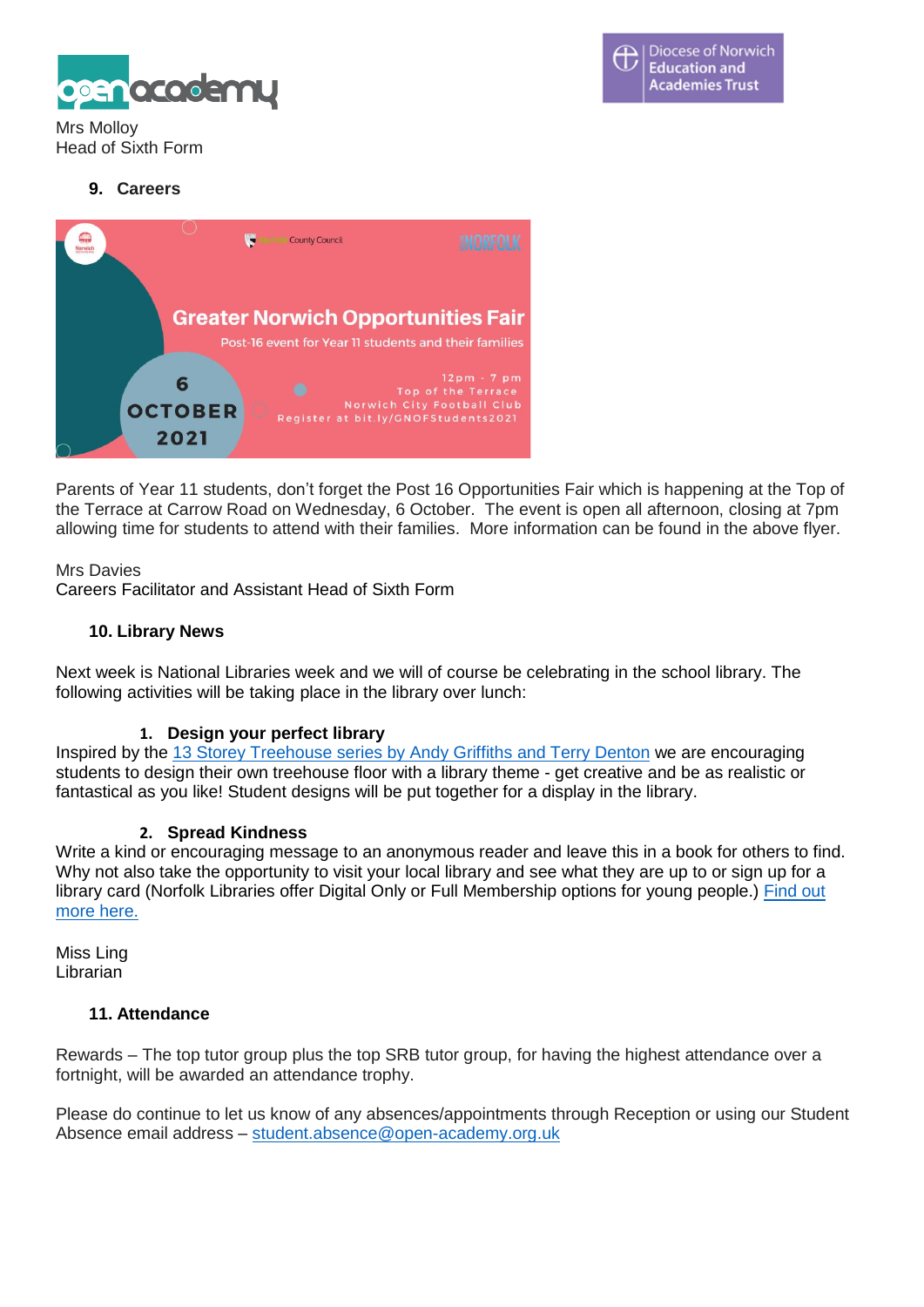Mrs Molloy
Head of Sixth Form

## 9. Careers

Greater Norwich Opportunities Fair
Post-16 event for Year 11 students and their families
6 OCTOBER 2021
12pm - 7 pm
Top of the Terrace
Norwich City Football Club
Register at bit.ly/GNOFStudents2021

Parents of Year 11 students, don't forget the Post 16 Opportunities Fair which is happening at the Top of the Terrace at Carrow Road on Wednesday, 6 October. The event is open all afternoon, closing at 7pm allowing time for students to attend with their families. More information can be found in the above flyer.

Mrs Davies
Careers Facilitator and Assistant Head of Sixth Form

## 10. Library News

Next week is National Libraries week and we will of course be celebrating in the school library. The following activities will be taking place in the library over lunch:

### 1. Design your perfect library

Inspired by the 13 Storey Treehouse series by Andy Griffiths and Terry Denton we are encouraging students to design their own treehouse floor with a library theme - get creative and be as realistic or fantastical as you like! Student designs will be put together for a display in the library.

### 2. Spread Kindness

Write a kind or encouraging message to an anonymous reader and leave this in a book for others to find. Why not also take the opportunity to visit your local library and see what they are up to or sign up for a library card (Norfolk Libraries offer Digital Only or Full Membership options for young people.) Find out more here.

Miss Ling
Librarian

## 11. Attendance

Rewards – The top tutor group plus the top SRB tutor group, for having the highest attendance over a fortnight, will be awarded an attendance trophy.

Please do continue to let us know of any absences/appointments through Reception or using our Student Absence email address – student.absence@open-academy.org.uk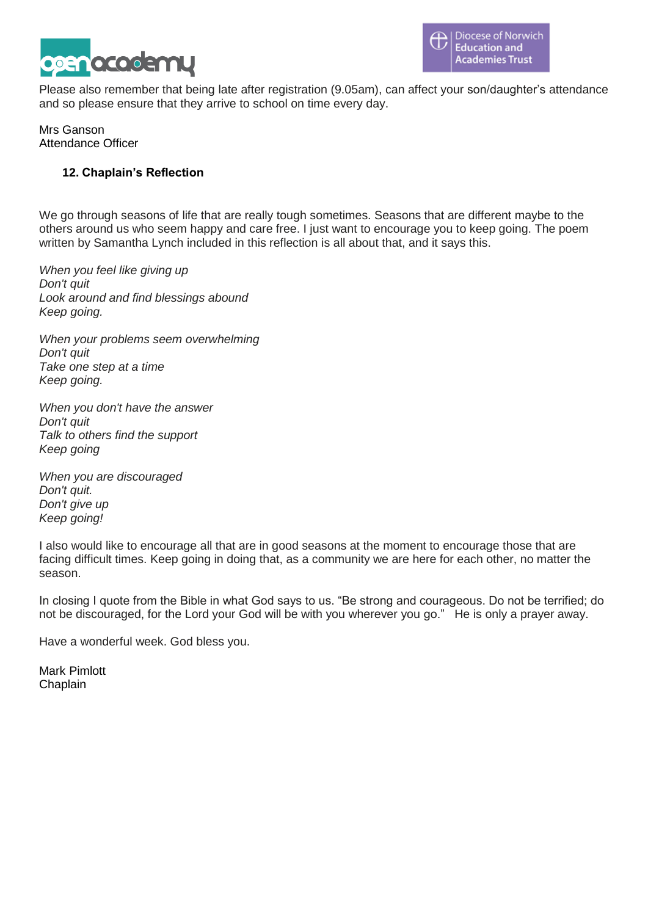Please also remember that being late after registration (9.05am), can affect your son/daughter's attendance and so please ensure that they arrive to school on time every day.

Mrs Ganson
Attendance Officer

### 12. Chaplain's Reflection

We go through seasons of life that are really tough sometimes. Seasons that are different maybe to the others around us who seem happy and care free. I just want to encourage you to keep going. The poem written by Samantha Lynch included in this reflection is all about that, and it says this.

*When you feel like giving up*
*Don't quit*
*Look around and find blessings abound*
*Keep going.*

*When your problems seem overwhelming*
*Don't quit*
*Take one step at a time*
*Keep going.*

*When you don't have the answer*
*Don't quit*
*Talk to others find the support*
*Keep going*

*When you are discouraged*
*Don't quit.*
*Don't give up*
*Keep going!*

I also would like to encourage all that are in good seasons at the moment to encourage those that are facing difficult times. Keep going in doing that, as a community we are here for each other, no matter the season.

In closing I quote from the Bible in what God says to us. "Be strong and courageous. Do not be terrified; do not be discouraged, for the Lord your God will be with you wherever you go." He is only a prayer away.

Have a wonderful week. God bless you.

Mark Pimlott
Chaplain